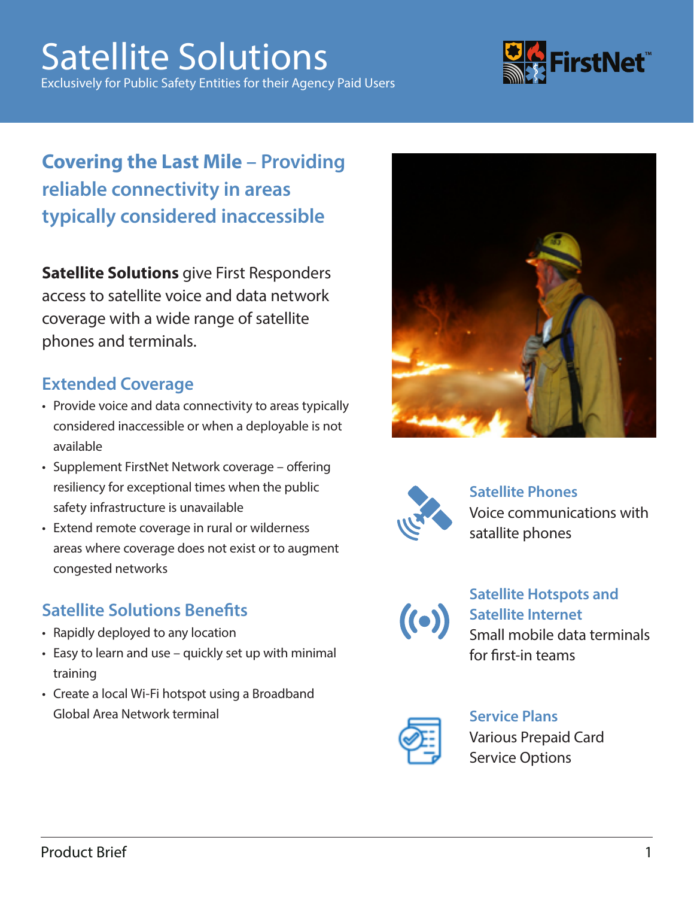# Satellite Solutions

Exclusively for Public Safety Entities for their Agency Paid Users

## Covering the Last Mile – Providing reliable connectivity in areas typically considered inaccessible

**Satellite Solutions** give First Responders access to satellite voice and data network coverage with a wide range of satellite phones and terminals.

### Extended Coverage

- Provide voice and data connectivity to areas typically considered inaccessible or when a deployable is not available
- Supplement FirstNet Network coverage – offering resiliency for exceptional times when the public safety infrastructure is unavailable
- Extend remote coverage in rural or wilderness areas where coverage does not exist or to augment congested networks

### Satellite Solutions Benefits

- Rapidly deployed to any location
- Easy to learn and use – quickly set up with minimal training
- Create a local Wi-Fi hotspot using a Broadband Global Area Network terminal

### Satellite Phones

Voice communications with satallite phones

### Satellite Hotspots and Satellite Internet

Small mobile data terminals for first-in teams

### Service Plans

Various Prepaid Card Service Options

Product Brief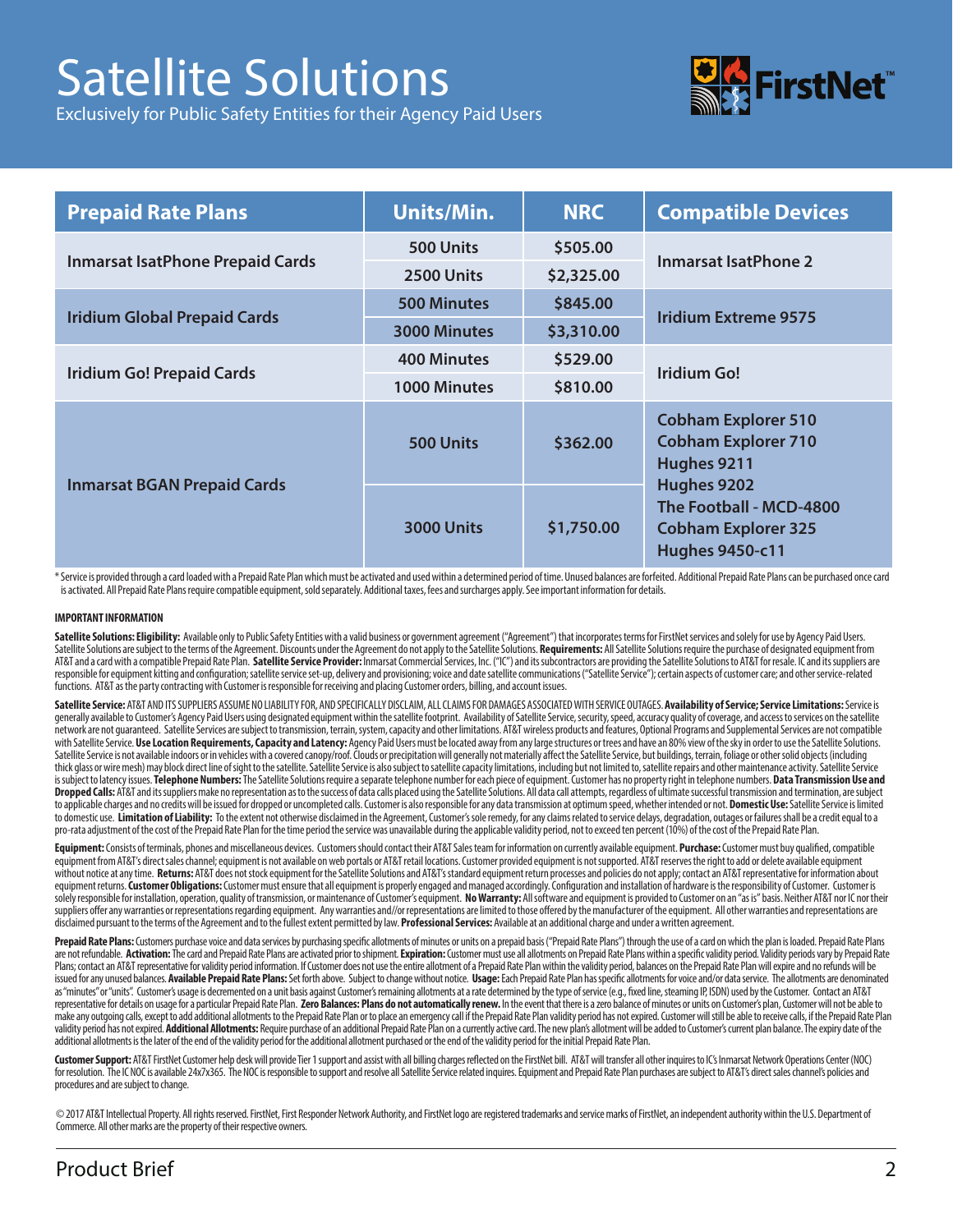// Satellite Solutions

Exclusively for Public Safety Entities for their Agency Paid Users

FirstNet™

| Prepaid Rate Plans | Units/Min. | NRC | Compatible Devices |
|---|---|---|---|
| Inmarsat IsatPhone Prepaid Cards | 500 Units | $505.00 | Inmarsat IsatPhone 2 |
| | 2500 Units | $2,325.00 | |
| Iridium Global Prepaid Cards | 500 Minutes | $845.00 | Iridium Extreme 9575 |
| | 3000 Minutes | $3,310.00 | |
| Iridium Go! Prepaid Cards | 400 Minutes | $529.00 | Iridium Go! |
| | 1000 Minutes | $810.00 | |
| Inmarsat BGAN Prepaid Cards | 500 Units | $362.00 | Cobham Explorer 510<br>Cobham Explorer 710<br>Hughes 9211<br>Hughes 9202<br>The Football - MCD-4800<br>Cobham Explorer 325<br>Hughes 9450-c11 |
| | 3000 Units | $1,750.00 | |

* Service is provided through a card loaded with a Prepaid Rate Plan which must be activated and used within a determined period of time. Unused balances are forfeited. Additional Prepaid Rate Plans can be purchased once card is activated. All Prepaid Rate Plans require compatible equipment, sold separately. Additional taxes, fees and surcharges apply. See important information for details.

**IMPORTANT INFORMATION**

**Satellite Solutions: Eligibility:** Available only to Public Safety Entities with a valid business or government agreement ("Agreement") that incorporates terms for FirstNet services and solely for use by Agency Paid Users. Satellite Solutions are subject to the terms of the Agreement. Discounts under the Agreement do not apply to the Satellite Solutions. **Requirements:** All Satellite Solutions require the purchase of designated equipment from AT&T and a card with a compatible Prepaid Rate Plan. **Satellite Service Provider:** Inmarsat Commercial Services, Inc. ("IC") and its subcontractors are providing the Satellite Solutions to AT&T for resale. IC and its suppliers are responsible for equipment kitting and configuration; satellite service set-up, delivery and provisioning; voice and date satellite communications ("Satellite Service"); certain aspects of customer care; and other service-related functions. AT&T as the party contracting with Customer is responsible for receiving and placing Customer orders, billing, and account issues.

**Satellite Service:** AT&T AND ITS SUPPLIERS ASSUME NO LIABILITY FOR, AND SPECIFICALLY DISCLAIM, ALL CLAIMS FOR DAMAGES ASSOCIATED WITH SERVICE OUTAGES. **Availability of Service; Service Limitations:** Service is generally available to Customer's Agency Paid Users using designated equipment within the satellite footprint. Availability of Satellite Service, security, speed, accuracy quality of coverage, and access to services on the satellite network are not guaranteed. Satellite Services are subject to transmission, terrain, system, capacity and other limitations. AT&T wireless products and features, Optional Programs and Supplemental Services are not compatible with Satellite Service. **Use Location Requirements, Capacity and Latency:** Agency Paid Users must be located away from any large structures or trees and have an 80% view of the sky in order to use the Satellite Solutions. Satellite Service is not available indoors or in vehicles with a covered canopy/roof. Clouds or precipitation will generally not materially affect the Satellite Service, but buildings, terrain, foliage or other solid objects (including thick glass or wire mesh) may block direct line of sight to the satellite. Satellite Service is also subject to satellite capacity limitations, including but not limited to, satellite repairs and other maintenance activity. Satellite Service is subject to latency issues. **Telephone Numbers:** The Satellite Solutions require a separate telephone number for each piece of equipment. Customer has no property right in telephone numbers. **Data Transmission Use and Dropped Calls:** AT&T and its suppliers make no representation as to the success of data calls placed using the Satellite Solutions. All data call attempts, regardless of ultimate successful transmission and termination, are subject to applicable charges and no credits will be issued for dropped or uncompleted calls. Customer is also responsible for any data transmission at optimum speed, whether intended or not. **Domestic Use:** Satellite Service is limited to domestic use. **Limitation of Liability:** To the extent not otherwise disclaimed in the Agreement, Customer's sole remedy, for any claims related to service delays, degradation, outages or failures shall be a credit equal to a pro-rata adjustment of the cost of the Prepaid Rate Plan for the time period the service was unavailable during the applicable validity period, not to exceed ten percent (10%) of the cost of the Prepaid Rate Plan.

**Equipment:** Consists of terminals, phones and miscellaneous devices. Customers should contact their AT&T Sales team for information on currently available equipment. **Purchase:** Customer must buy qualified, compatible equipment from AT&T's direct sales channel; equipment is not available on web portals or AT&T retail locations. Customer provided equipment is not supported. AT&T reserves the right to add or delete available equipment without notice at any time. **Returns:** AT&T does not stock equipment for the Satellite Solutions and AT&T's standard equipment return processes and policies do not apply; contact an AT&T representative for information about equipment returns. **Customer Obligations:** Customer must ensure that all equipment is properly engaged and managed accordingly. Configuration and installation of hardware is the responsibility of Customer. Customer is solely responsible for installation, operation, quality of transmission, or maintenance of Customer's equipment. **No Warranty:** All software and equipment is provided to Customer on an "as is" basis. Neither AT&T nor IC nor their suppliers offer any warranties or representations regarding equipment. Any warranties and//or representations are limited to those offered by the manufacturer of the equipment. All other warranties and representations are disclaimed pursuant to the terms of the Agreement and to the fullest extent permitted by law. **Professional Services:** Available at an additional charge and under a written agreement.

**Prepaid Rate Plans:** Customers purchase voice and data services by purchasing specific allotments of minutes or units on a prepaid basis ("Prepaid Rate Plans") through the use of a card on which the plan is loaded. Prepaid Rate Plans are not refundable. **Activation:** The card and Prepaid Rate Plans are activated prior to shipment. **Expiration:** Customer must use all allotments on Prepaid Rate Plans within a specific validity period. Validity periods vary by Prepaid Rate Plans; contact an AT&T representative for validity period information. If Customer does not use the entire allotment of a Prepaid Rate Plan within the validity period, balances on the Prepaid Rate Plan will expire and no refunds will be issued for any unused balances. **Available Prepaid Rate Plans:** Set forth above. Subject to change without notice. **Usage:** Each Prepaid Rate Plan has specific allotments for voice and/or data service. The allotments are denominated as "minutes" or "units". Customer's usage is decremented on a unit basis against Customer's remaining allotments at a rate determined by the type of service (e.g., fixed line, steaming IP, ISDN) used by the Customer. Contact an AT&T representative for details on usage for a particular Prepaid Rate Plan. **Zero Balances: Plans do not automatically renew.** In the event that there is a zero balance of minutes or units on Customer's plan, Customer will not be able to make any outgoing calls, except to add additional allotments to the Prepaid Rate Plan or to place an emergency call if the Prepaid Rate Plan validity period has not expired. Customer will still be able to receive calls, if the Prepaid Rate Plan validity period has not expired. **Additional Allotments:** Require purchase of an additional Prepaid Rate Plan on a currently active card. The new plan's allotment will be added to Customer's current plan balance. The expiry date of the additional allotments is the later of the end of the validity period for the additional allotment purchased or the end of the validity period for the initial Prepaid Rate Plan.

**Customer Support:** AT&T FirstNet Customer help desk will provide Tier 1 support and assist with all billing charges reflected on the FirstNet bill. AT&T will transfer all other inquires to IC's Inmarsat Network Operations Center (NOC) for resolution. The IC NOC is available 24x7x365. The NOC is responsible to support and resolve all Satellite Service related inquires. Equipment and Prepaid Rate Plan purchases are subject to AT&T's direct sales channel's policies and procedures and are subject to change.

© 2017 AT&T Intellectual Property. All rights reserved. FirstNet, First Responder Network Authority, and FirstNet logo are registered trademarks and service marks of FirstNet, an independent authority within the U.S. Department of Commerce. All other marks are the property of their respective owners.

Product Brief